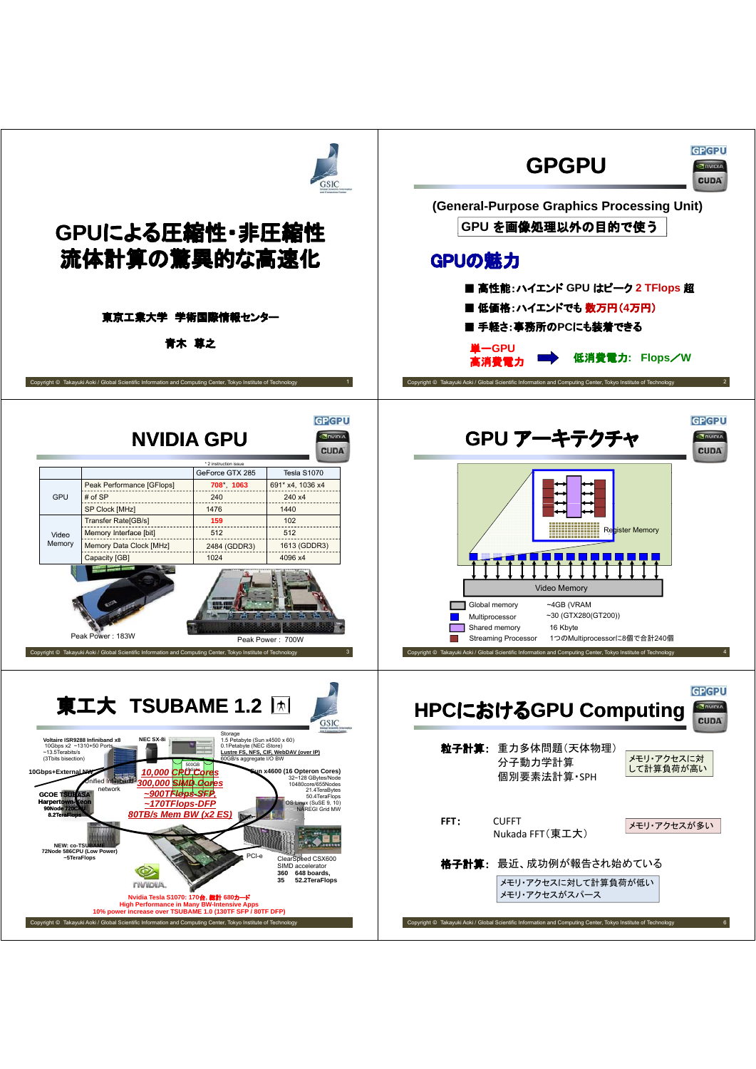# GPUによる圧縮性・非圧縮性流体計算の驚異的な高速化

東京工業大学　学術国際情報センター

青木　尊之

---

## GPGPU

(General-Purpose Graphics Processing Unit)

GPU を画像処理以外の目的で使う

### GPUの魅力

- 高性能：ハイエンド GPU はピーク 2 TFlops 超
- 低価格：ハイエンドでも 数万円(4万円)
- 手軽さ：事務所のPCにも装着できる

単一GPU 高消費電力 ➡ 低消費電力: Flops／W

---

## NVIDIA GPU

* 2 instruction issue

| | | GeForce GTX 285 | Tesla S1070 |
|---|---|---|---|
| GPU | Peak Performance [GFlops] | 708*, 1063 | 691* x4, 1036 x4 |
| | # of SP | 240 | 240 x4 |
| | SP Clock [MHz] | 1476 | 1440 |
| Video Memory | Transfer Rate[GB/s] | 159 | 102 |
| | Memory Interface [bit] | 512 | 512 |
| | Memory Data Clock [MHz] | 2484 (GDDR3) | 1613 (GDDR3) |
| | Capacity [GB] | 1024 | 4096 x4 |

Peak Power : 183W

Peak Power : 700W

---

## GPU アーキテクチャ

Register Memory

Video Memory

- Global memory: ~4GB (VRAM
- Multiprocessor: ~30 (GTX280(GT200))
- Shared memory: 16 Kbyte
- Streaming Processor: 1つのMultiprocessorに8個で合計240個

---

## 東工大 TSUBAME 1.2

Voltaire ISR9288 Infiniband x8 10Gbps x2 ~1310+50 Ports ~13.5Terabits/s (3Tbits bisection)

NEC SX-8i

Storage 1.5 Petabyte (Sun x4500 x 60) 0.1Petabyte (NEC iStore) Lustre FS, NFS, CIF, WebDAV (over IP) 60GB/s aggregate I/O BW

10Gbps+External NW

Unified Infiniband network

500GB 48disks

10,000 CPU Cores
300,000 SIMD Cores
~900TFlops-SFP
~170TFlops-DFP
80TB/s Mem BW (x2 ES)

Sun x4600 (16 Opteron Cores) 32~128 GBytes/Node 10480core/655Nodes 21.4TeraBytes 50.4TeraFlops

OS Linux (SuSE 9, 10) NAREGI Grid MW

GCOE TSUBASA Harpertown-Xeon 90Node 720CPU 8.2TeraFlops

NEW: co-TSUBAME 72Node 586CPU (Low Power) ~5TeraFlops

PCI-e

ClearSpeed CSX600 SIMD accelerator 360 648 boards, 35 52.2TeraFlops

Nvidia Tesla S1070: 170台, 総計 680カード
High Performance in Many BW-Intensive Apps
10% power increase over TSUBAME 1.0 (130TF SFP / 80TF DFP)

---

## HPCにおけるGPU Computing

**粒子計算:** 重力多体問題（天体物理）
分子動力学計算
個別要素法計算・SPH

メモリ・アクセスに対して計算負荷が高い

**FFT:** CUFFT
Nukada FFT（東工大）

メモリ・アクセスが多い

**格子計算:** 最近、成功例が報告され始めている

メモリ・アクセスに対して計算負荷が低い
メモリ・アクセスがスパース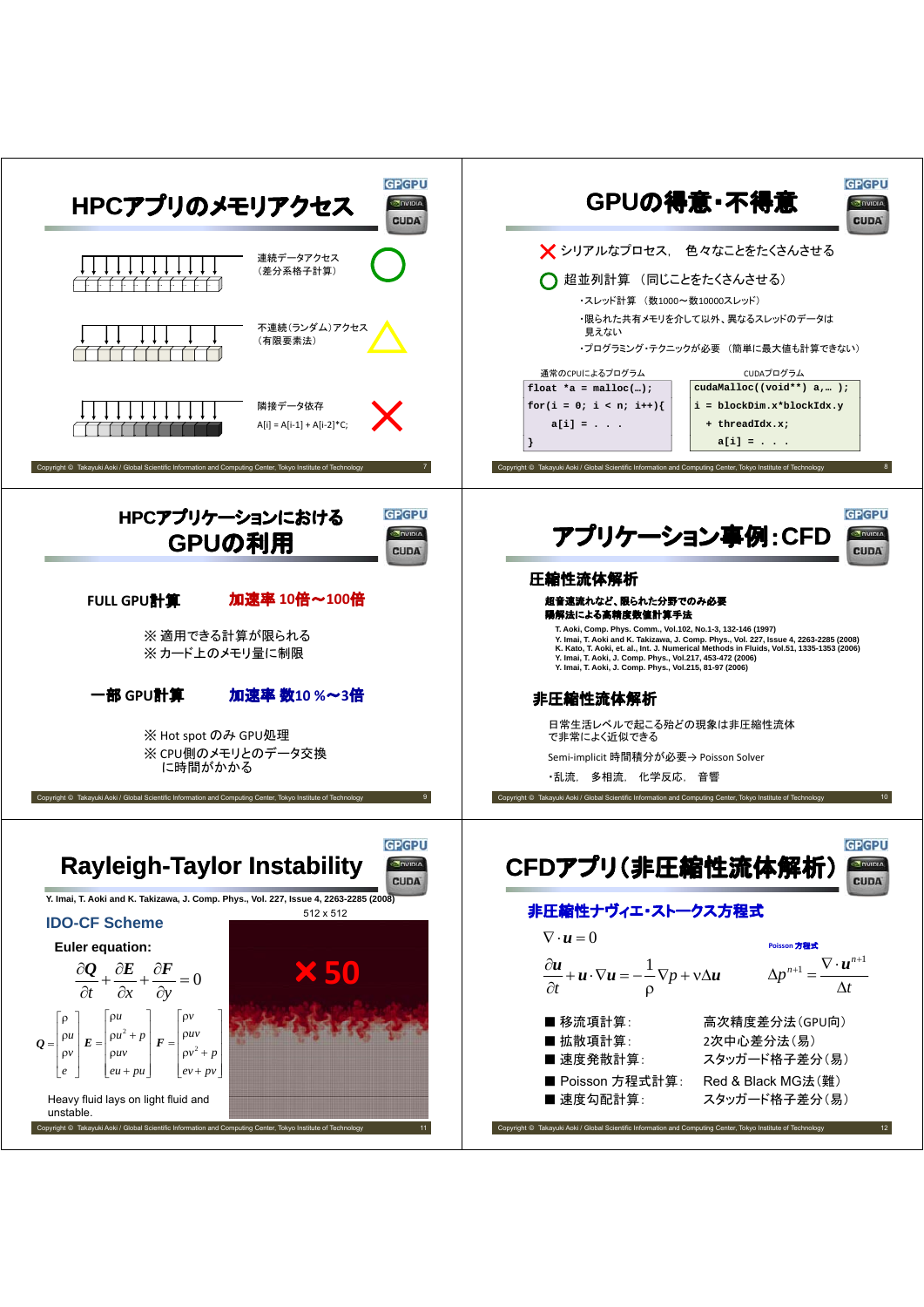# HPCアプリのメモリアクセス

連続データアクセス
（差分系格子計算）
○

不連続（ランダム）アクセス
（有限要素法）
△

隣接データ依存
A[i] = A[i-1] + A[i-2]*C;
×

# GPUの得意・不得意

× シリアルなプロセス、 色々なことをたくさんさせる

○ 超並列計算 （同じことをたくさんさせる）

- ・スレッド計算 （数1000〜数10000スレッド）
- ・限られた共有メモリを介して以外、異なるスレッドのデータは見えない
- ・プログラミング・テクニックが必要 （簡単に最大値も計算できない）

通常のCPUによるプログラム

```
float *a = malloc(…);
for(i = 0; i < n; i++){
    a[i] = . . .
}
```

CUDAプログラム

```
cudaMalloc((void**) a,… );
i = blockDim.x*blockIdx.y
  + threadIdx.x;
    a[i] = . . .
```

# HPCアプリケーションにおける GPUの利用

FULL GPU計算　　加速率 10倍〜100倍

※ 適用できる計算が限られる
※ カード上のメモリ量に制限

一部 GPU計算　　加速率 数10 %〜3倍

※ Hot spot のみ GPU処理
※ CPU側のメモリとのデータ交換
　に時間がかかる

# アプリケーション事例：CFD

## 圧縮性流体解析

超音速流れなど、限られた分野でのみ必要
陽解法による高精度数値計算手法

- T. Aoki, Comp. Phys. Comm., Vol.102, No.1-3, 132-146 (1997)
- Y. Imai, T. Aoki and K. Takizawa, J. Comp. Phys., Vol. 227, Issue 4, 2263-2285 (2008)
- K. Kato, T. Aoki, et. al., Int. J. Numerical Methods in Fluids, Vol.51, 1335-1353 (2006)
- Y. Imai, T. Aoki, J. Comp. Phys., Vol.217, 453-472 (2006)
- Y. Imai, T. Aoki, J. Comp. Phys., Vol.215, 81-97 (2006)

## 非圧縮性流体解析

日常生活レベルで起こる殆どの現象は非圧縮性流体で非常によく近似できる

Semi-implicit 時間積分が必要→ Poisson Solver

・乱流、 多相流、 化学反応、 音響

# Rayleigh-Taylor Instability

Y. Imai, T. Aoki and K. Takizawa, J. Comp. Phys., Vol. 227, Issue 4, 2263-2285 (2008)

## IDO-CF Scheme

512 x 512

×50

Euler equation:

$$\frac{\partial \boldsymbol{Q}}{\partial t} + \frac{\partial \boldsymbol{E}}{\partial x} + \frac{\partial \boldsymbol{F}}{\partial y} = 0$$

$$\boldsymbol{Q} = \begin{bmatrix} \rho \\ \rho u \\ \rho v \\ e \end{bmatrix} \quad \boldsymbol{E} = \begin{bmatrix} \rho u \\ \rho u^2 + p \\ \rho uv \\ eu + pu \end{bmatrix} \quad \boldsymbol{F} = \begin{bmatrix} \rho v \\ \rho uv \\ \rho v^2 + p \\ ev + pv \end{bmatrix}$$

Heavy fluid lays on light fluid and unstable.

# CFDアプリ（非圧縮性流体解析）

## 非圧縮性ナヴィエ・ストークス方程式

$$\nabla \cdot \boldsymbol{u} = 0$$

$$\frac{\partial \boldsymbol{u}}{\partial t} + \boldsymbol{u} \cdot \nabla \boldsymbol{u} = -\frac{1}{\rho} \nabla p + \nu \Delta \boldsymbol{u}$$

Poisson 方程式

$$\Delta p^{n+1} = \frac{\nabla \cdot \boldsymbol{u}^{n+1}}{\Delta t}$$

- ■ 移流項計算：　高次精度差分法（GPU向）
- ■ 拡散項計算：　2次中心差分法（易）
- ■ 速度発散計算：　スタッガード格子差分（易）
- ■ Poisson 方程式計算：　Red & Black MG法（難）
- ■ 速度勾配計算：　スタッガード格子差分（易）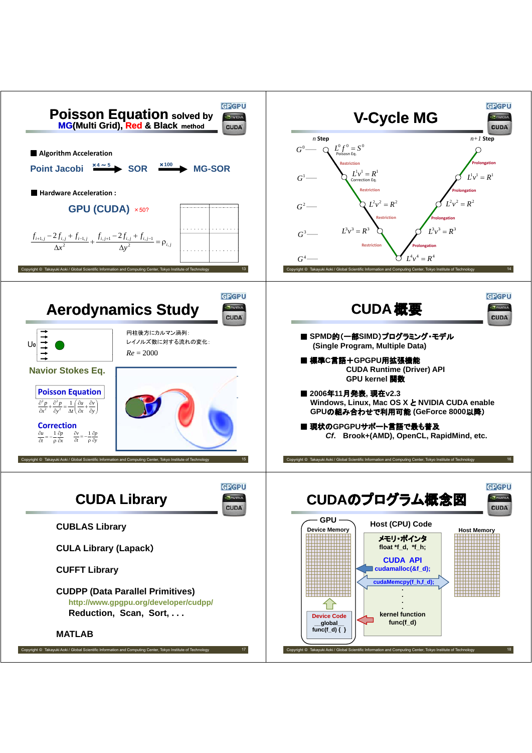## Poisson Equation solved by MG(Multi Grid), Red & Black method

■ Algorithm Acceleration

Point Jacobi —×4～5→ SOR —×100→ MG-SOR

■ Hardware Acceleration :

GPU (CUDA) ×50?

$$\frac{f_{i+1,j} - 2f_{i,j} + f_{i-1,j}}{\Delta x^2} + \frac{f_{i,j+1} - 2f_{i,j} + f_{i,j-1}}{\Delta y^2} = \rho_{i,j}$$

## V-Cycle MG

*n* Step — *n+1* Step

- $G^0$: $L^0 f^0 = S^0$ (Poisosn Eq.)
- Restriction
- $G^1$: $L^1 v^1 = R^1$ (Correction Eq.)
- Restriction
- $G^2$: $L^2 v^2 = R^2$
- Restriction
- $G^3$: $L^3 v^3 = R^3$
- Restriction
- $G^4$: $L^4 v^4 = R^4$
- Prolongation
- $L^3 v^3 = R^3$
- Prolongation
- $L^2 v^2 = R^2$
- Prolongation
- $L^1 v^1 = R^1$
- Prolongation

## Aerodynamics Study

U₀

円柱後方にカルマン渦列:
レイノルズ数に対する流れの変化:
$Re = 2000$

Navior Stokes Eq.

Poisson Equation

$$\frac{\partial^2 p}{\partial x^2} + \frac{\partial^2 p}{\partial y^2} = \frac{1}{\Delta t}\left(\frac{\partial u}{\partial x} + \frac{\partial v}{\partial y}\right)$$

Correction

$$\frac{\partial u}{\partial t} = -\frac{1}{\rho}\frac{\partial p}{\partial x} \qquad \frac{\partial v}{\partial t} = -\frac{1}{\rho}\frac{\partial p}{\partial y}$$

## CUDA 概要

- ■ SPMD的(一部SIMD)プログラミング・モデル
  (Single Program, Multiple Data)
- ■ 標準C言語＋GPGPU用拡張機能
  CUDA Runtime (Driver) API
  GPU kernel 関数
- ■ 2006年11月発表, 現在v2.3
  Windows, Linux, Mac OS X と NVIDIA CUDA enable GPUの組み合わせで利用可能 (GeForce 8000以降)
- ■ 現状のGPGPUサポート言語で最も普及
  *Cf.* Brook+(AMD), OpenCL, RapidMind, etc.

## CUDA Library

CUBLAS Library

CULA Library (Lapack)

CUFFT Library

CUDPP (Data Parallel Primitives)
http://www.gpgpu.org/developer/cudpp/
Reduction, Scan, Sort, . . .

MATLAB

## CUDAのプログラム概念図

GPU — Device Memory

Host (CPU) Code

Host Memory

メモリ・ポインタ
float *f_d, *f_h;

CUDA API
cudamalloc(&f_d);

cudaMemcpy(f_h,f_d);

kernel function
func(f_d)

Device Code
__global__
func(f_d) { }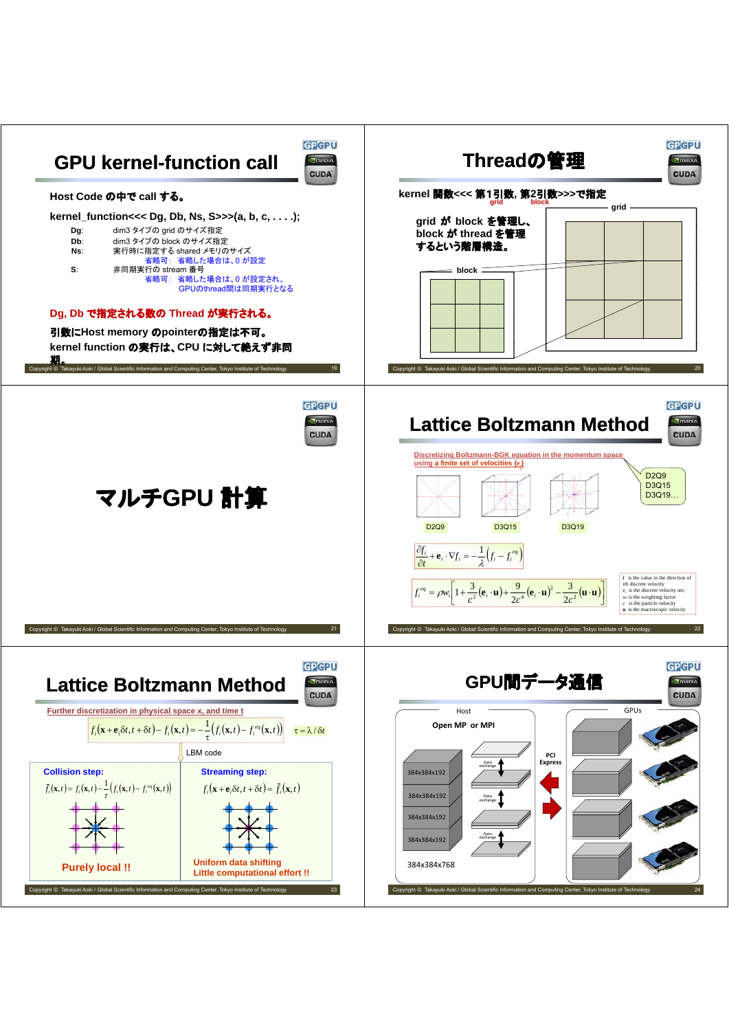## GPU kernel-function call

Host Code の中で call する。

kernel_function<<< Dg, Db, Ns, S>>>(a, b, c, . . . .);

- Dg: dim3 タイプの grid のサイズ指定
- Db: dim3 タイプの block のサイズ指定
- Ns: 実行時に指定する shared メモリのサイズ
  - 省略可： 省略した場合は、0 が設定
- S: 非同期実行の stream 番号
  - 省略可： 省略した場合は、0 が設定され、GPUのthread間は同期実行となる

Dg, Db で指定される数の Thread が実行される。

引数にHost memory のpointerの指定は不可。

kernel function の実行は、CPU に対して絶えず非同期。

## Threadの管理

kernel 関数<<< 第1引数, 第2引数>>>で指定

grid block

grid が block を管理し、block が thread を管理するという階層構造。

grid

block

## マルチGPU 計算

## Lattice Boltzmann Method

Discretizing Boltzmann-BGK equation in the momentum space using a finite set of velocities {$e_i$}

D2Q9 D3Q15 D3Q19

D2Q9, D3Q15, D3Q19...

$$\frac{\partial f_i}{\partial t} + \mathbf{e}_i \cdot \nabla f_i = -\frac{1}{\lambda}\left(f_i - f_i^{eq}\right)$$

$$f_i^{eq} = \rho w_i \left[1 + \frac{3}{c^2}(\mathbf{e}_i \cdot \mathbf{u}) + \frac{9}{2c^4}(\mathbf{e}_i \cdot \mathbf{u})^2 - \frac{3}{2c^2}(\mathbf{u} \cdot \mathbf{u})\right]$$

- $i$ is the value in the direction of $i$th discrete velocity
- $\mathbf{e}_i$ is the discrete velocity set;
- $w_i$ is the weighting factor
- $c$ is the particle velocity
- $\mathbf{u}$ is the macroscopic velocity

## Lattice Boltzmann Method

Further discretization in physical space x, and time t

$$f_i(\mathbf{x} + \mathbf{e}_i\delta t, t + \delta t) - f_i(\mathbf{x}, t) = -\frac{1}{\tau}\left(f_i(\mathbf{x}, t) - f_i^{eq}(\mathbf{x}, t)\right) \qquad \tau = \lambda / \delta t$$

LBM code

**Collision step:**

$$\tilde{f}_i(\mathbf{x}, t) = f_i(\mathbf{x}, t) - \frac{1}{\tau}\left(f_i(\mathbf{x}, t) - f_i^{eq}(\mathbf{x}, t)\right)$$

Purely local !!

**Streaming step:**

$$f_i(\mathbf{x} + \mathbf{e}_i\delta t, t + \delta t) = \tilde{f}_i(\mathbf{x}, t)$$

Uniform data shifting
Little computational effort !!

## GPU間データ通信

Host

Open MP or MPI

384x384x192
384x384x192
384x384x192
384x384x192

Data exchange
Data exchange
Data exchange

384x384x768

PCI Express

GPUs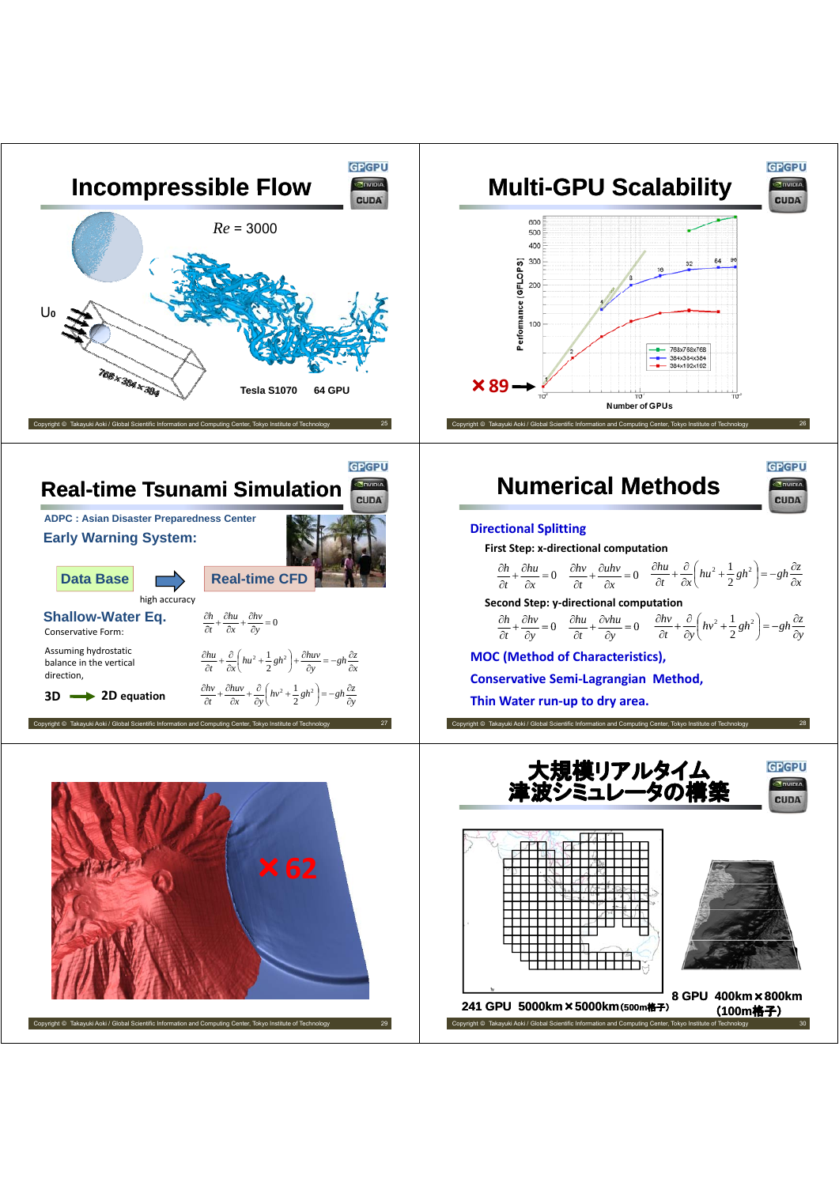## Incompressible Flow

$Re$ = 3000

U₀

768 x 384 x 384

Tesla S1070 64 GPU

## Multi-GPU Scalability

Performance [GFLOPS]

× 89

Number of GPUs

768x768x768

384x384x384

384x192x192

## Real-time Tsunami Simulation

ADPC : Asian Disaster Preparedness Center

**Early Warning System:**

Data Base → Real-time CFD

high accuracy

**Shallow-Water Eq.**

Conservative Form:

$$\frac{\partial h}{\partial t}+\frac{\partial hu}{\partial x}+\frac{\partial hv}{\partial y}=0$$

Assuming hydrostatic balance in the vertical direction,

$$\frac{\partial hu}{\partial t}+\frac{\partial}{\partial x}\left(hu^2+\frac{1}{2}gh^2\right)+\frac{\partial huv}{\partial y}=-gh\frac{\partial z}{\partial x}$$

**3D → 2D equation**

$$\frac{\partial hv}{\partial t}+\frac{\partial huv}{\partial x}+\frac{\partial}{\partial y}\left(hv^2+\frac{1}{2}gh^2\right)=-gh\frac{\partial z}{\partial y}$$

## Numerical Methods

**Directional Splitting**

First Step: x-directional computation

$$\frac{\partial h}{\partial t}+\frac{\partial hu}{\partial x}=0 \qquad \frac{\partial hv}{\partial t}+\frac{\partial uhv}{\partial x}=0 \qquad \frac{\partial hu}{\partial t}+\frac{\partial}{\partial x}\left(hu^2+\frac{1}{2}gh^2\right)=-gh\frac{\partial z}{\partial x}$$

Second Step: y-directional computation

$$\frac{\partial h}{\partial t}+\frac{\partial hv}{\partial y}=0 \qquad \frac{\partial hu}{\partial t}+\frac{\partial vhu}{\partial y}=0 \qquad \frac{\partial hv}{\partial t}+\frac{\partial}{\partial y}\left(hv^2+\frac{1}{2}gh^2\right)=-gh\frac{\partial z}{\partial y}$$

**MOC (Method of Characteristics),**

**Conservative Semi-Lagrangian Method,**

**Thin Water run-up to dry area.**

× 62

## 大規模リアルタイム津波シミュレータの構築

241 GPU 5000km×5000km(500m格子)

8 GPU 400km×800km (100m格子)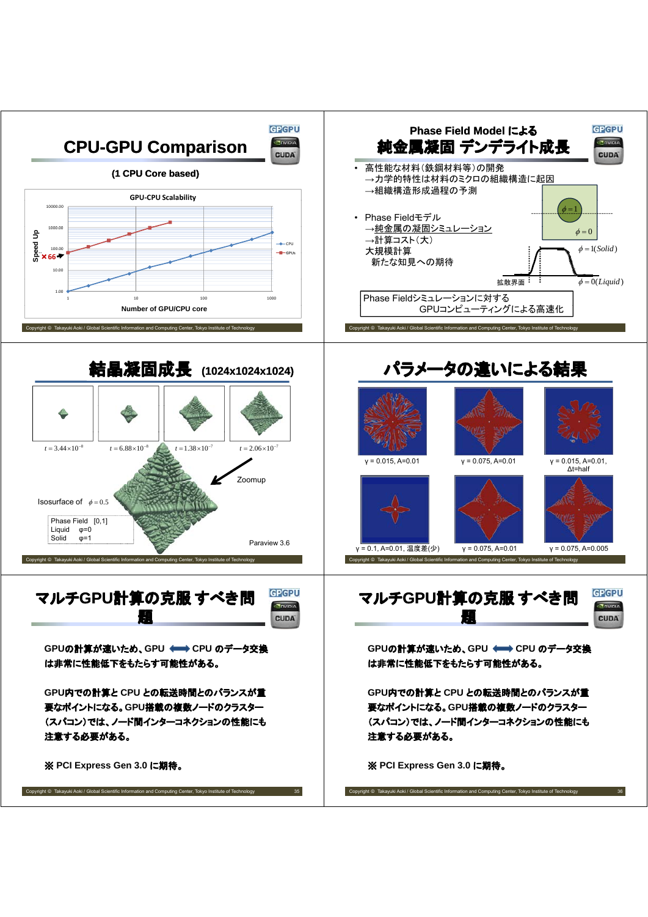## CPU-GPU Comparison

(1 CPU Core based)

GPU-CPU Scalability

Speed Up

×66

Number of GPU/CPU core

## Phase Field Model による 純金属凝固 デンドライト成長

- 高性能な材料(鉄鋼材料等)の開発
  →力学的特性は材料のミクロの組織構造に起因
  →組織構造形成過程の予測
- Phase Fieldモデル
  →純金属の凝固シミュレーション
  →計算コスト(大)
  大規模計算
  新たな知見への期待

$\phi = 1$

$\phi = 0$

$\phi = 1(Solid)$

$\phi = 0(Liquid)$

拡散界面

Phase Fieldシミュレーションに対する GPUコンピューティングによる高速化

## 結晶凝固成長 (1024x1024x1024)

$t = 3.44 \times 10^{-8}$　$t = 6.88 \times 10^{-8}$　$t = 1.38 \times 10^{-7}$　$t = 2.06 \times 10^{-7}$

Zoomup

Isosurface of $\phi = 0.5$

Phase Field [0,1]
Liquid φ=0
Solid φ=1

Paraview 3.6

## パラメータの違いによる結果

γ = 0.015, A=0.01　γ = 0.075, A=0.01　γ = 0.015, A=0.01, Δt=half

γ = 0.1, A=0.01, 温度差(少)　γ = 0.075, A=0.01　γ = 0.075, A=0.005

## マルチGPU計算の克服すべき問題

**GPUの計算が速いため、GPU ⟷ CPU のデータ交換は非常に性能低下をもたらす可能性がある。**

**GPU内での計算と CPU との転送時間とのバランスが重要なポイントになる。GPU搭載の複数ノードのクラスター(スパコン)では、ノード間インターコネクションの性能にも注意する必要がある。**

**※ PCI Express Gen 3.0 に期待。**

## マルチGPU計算の克服すべき問題

**GPUの計算が速いため、GPU ⟷ CPU のデータ交換は非常に性能低下をもたらす可能性がある。**

**GPU内での計算と CPU との転送時間とのバランスが重要なポイントになる。GPU搭載の複数ノードのクラスター(スパコン)では、ノード間インターコネクションの性能にも注意する必要がある。**

**※ PCI Express Gen 3.0 に期待。**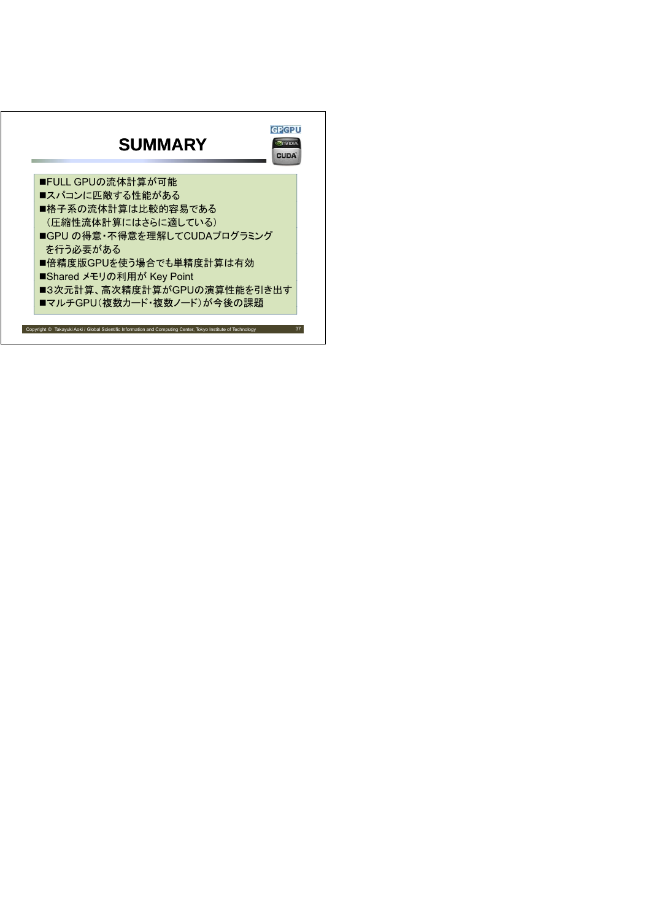# SUMMARY

■FULL GPUの流体計算が可能
■スパコンに匹敵する性能がある
■格子系の流体計算は比較的容易である
（圧縮性流体計算にはさらに適している）
■GPU の得意・不得意を理解してCUDAプログラミング
を行う必要がある
■倍精度版GPUを使う場合でも単精度計算は有効
■Shared メモリの利用が Key Point
■3次元計算、高次精度計算がGPUの演算性能を引き出す
■マルチGPU（複数カード・複数ノード）が今後の課題

Copyright © Takayuki Aoki / Global Scientific Information and Computing Center, Tokyo Institute of Technology